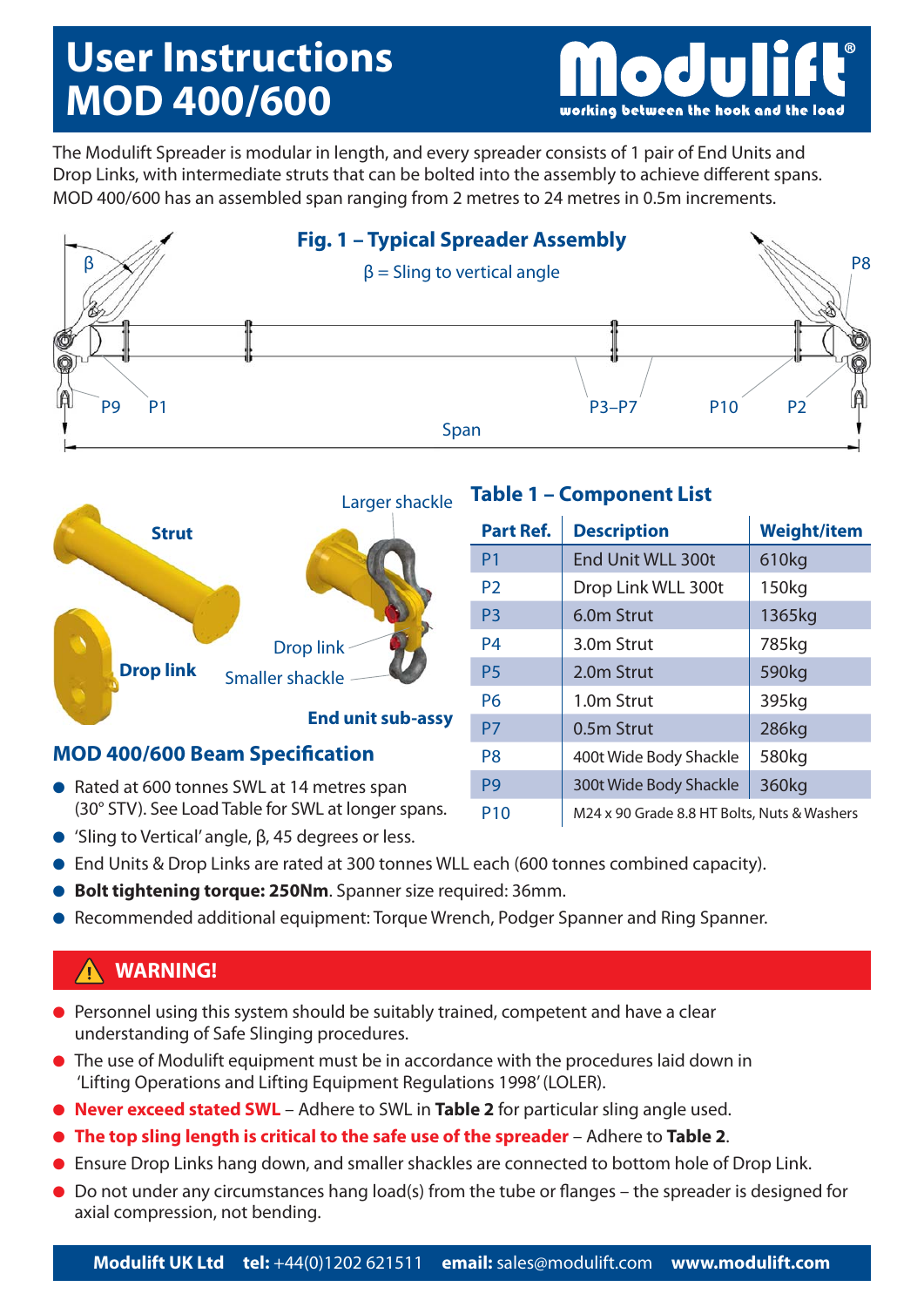# User Instructions MOD 400/600

**Modulift®** working between the hook and the load

The Modulift Spreader is modular in length, and every spreader consists of 1 pair of End Units and Drop Links, with intermediate struts that can be bolted into the assembly to achieve different spans. MOD 400/600 has an assembled span ranging from 2 metres to 24 metres in 0.5m increments.

## Fig. 1 – Typical Spreader Assembly

β = Sling to vertical angle

β, P8, P9, P1, P3–P7, P10, P2, Span

Strut, Larger shackle, Drop link, Drop link, Smaller shackle, End unit sub-assy

## Table 1 – Component List

| Part Ref. | Description | Weight/item |
|---|---|---|
| P1 | End Unit WLL 300t | 610kg |
| P2 | Drop Link WLL 300t | 150kg |
| P3 | 6.0m Strut | 1365kg |
| P4 | 3.0m Strut | 785kg |
| P5 | 2.0m Strut | 590kg |
| P6 | 1.0m Strut | 395kg |
| P7 | 0.5m Strut | 286kg |
| P8 | 400t Wide Body Shackle | 580kg |
| P9 | 300t Wide Body Shackle | 360kg |
| P10 | M24 x 90 Grade 8.8 HT Bolts, Nuts & Washers | |

## MOD 400/600 Beam Specification

- Rated at 600 tonnes SWL at 14 metres span (30° STV). See Load Table for SWL at longer spans.
- 'Sling to Vertical' angle, β, 45 degrees or less.
- End Units & Drop Links are rated at 300 tonnes WLL each (600 tonnes combined capacity).
- **Bolt tightening torque: 250Nm**. Spanner size required: 36mm.
- Recommended additional equipment: Torque Wrench, Podger Spanner and Ring Spanner.

## ⚠ WARNING!

- Personnel using this system should be suitably trained, competent and have a clear understanding of Safe Slinging procedures.
- The use of Modulift equipment must be in accordance with the procedures laid down in 'Lifting Operations and Lifting Equipment Regulations 1998' (LOLER).
- **Never exceed stated SWL** – Adhere to SWL in **Table 2** for particular sling angle used.
- **The top sling length is critical to the safe use of the spreader** – Adhere to **Table 2**.
- Ensure Drop Links hang down, and smaller shackles are connected to bottom hole of Drop Link.
- Do not under any circumstances hang load(s) from the tube or flanges – the spreader is designed for axial compression, not bending.

**Modulift UK Ltd** **tel:** +44(0)1202 621511 **email:** sales@modulift.com **www.modulift.com**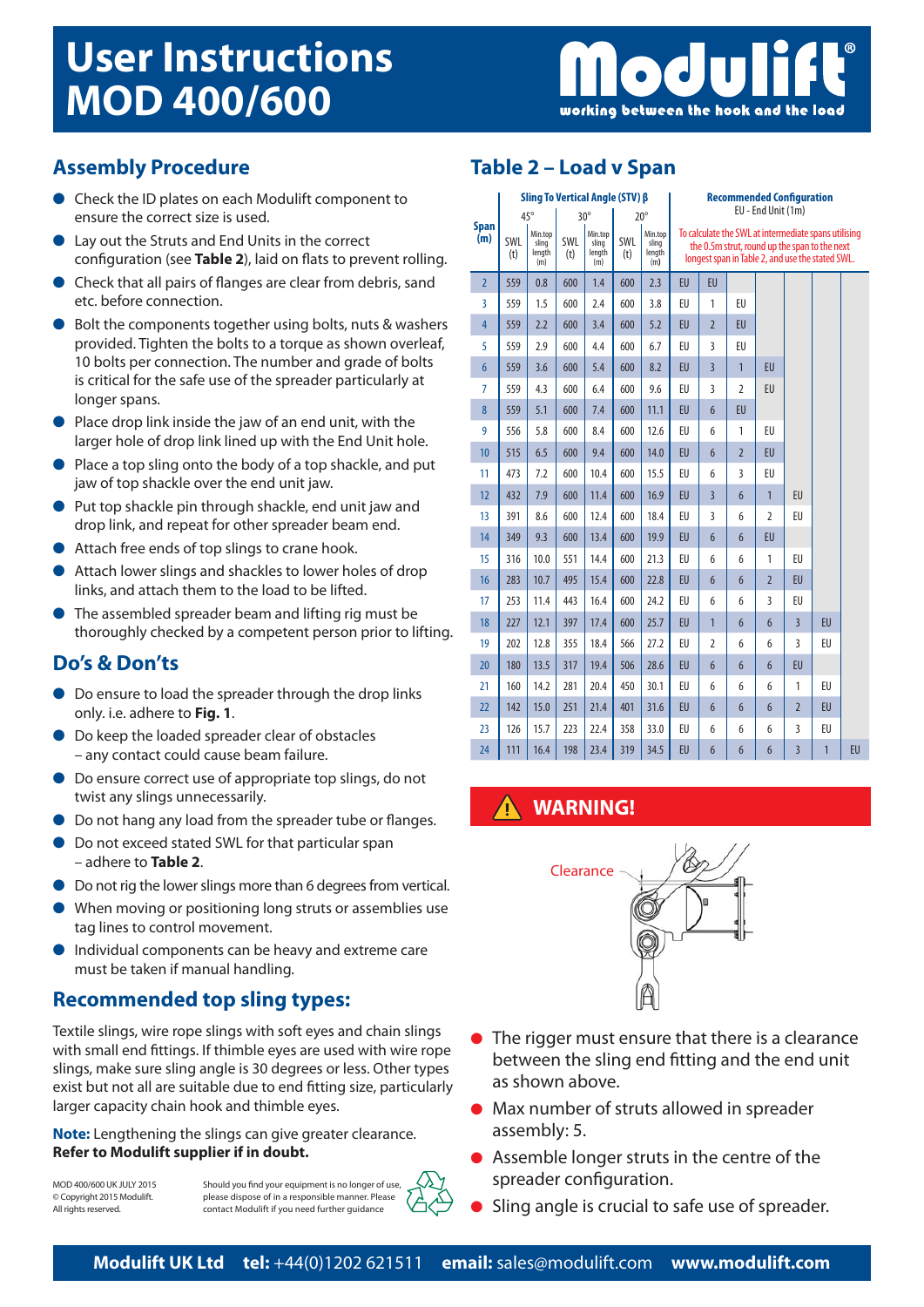# User Instructions MOD 400/600

**Modulift**
working between the hook and the load

## Assembly Procedure

- Check the ID plates on each Modulift component to ensure the correct size is used.
- Lay out the Struts and End Units in the correct configuration (see **Table 2**), laid on flats to prevent rolling.
- Check that all pairs of flanges are clear from debris, sand etc. before connection.
- Bolt the components together using bolts, nuts & washers provided. Tighten the bolts to a torque as shown overleaf, 10 bolts per connection. The number and grade of bolts is critical for the safe use of the spreader particularly at longer spans.
- Place drop link inside the jaw of an end unit, with the larger hole of drop link lined up with the End Unit hole.
- Place a top sling onto the body of a top shackle, and put jaw of top shackle over the end unit jaw.
- Put top shackle pin through shackle, end unit jaw and drop link, and repeat for other spreader beam end.
- Attach free ends of top slings to crane hook.
- Attach lower slings and shackles to lower holes of drop links, and attach them to the load to be lifted.
- The assembled spreader beam and lifting rig must be thoroughly checked by a competent person prior to lifting.

## Do's & Don'ts

- Do ensure to load the spreader through the drop links only. i.e. adhere to **Fig. 1**.
- Do keep the loaded spreader clear of obstacles – any contact could cause beam failure.
- Do ensure correct use of appropriate top slings, do not twist any slings unnecessarily.
- Do not hang any load from the spreader tube or flanges.
- Do not exceed stated SWL for that particular span – adhere to **Table 2**.
- Do not rig the lower slings more than 6 degrees from vertical.
- When moving or positioning long struts or assemblies use tag lines to control movement.
- Individual components can be heavy and extreme care must be taken if manual handling.

## Recommended top sling types:

Textile slings, wire rope slings with soft eyes and chain slings with small end fittings. If thimble eyes are used with wire rope slings, make sure sling angle is 30 degrees or less. Other types exist but not all are suitable due to end fitting size, particularly larger capacity chain hook and thimble eyes.

**Note:** Lengthening the slings can give greater clearance. **Refer to Modulift supplier if in doubt.**

MOD 400/600 UK JULY 2015
© Copyright 2015 Modulift.
All rights reserved.

Should you find your equipment is no longer of use, please dispose of in a responsible manner. Please contact Modulift if you need further guidance

## Table 2 – Load v Span

| Span (m) | Sling To Vertical Angle (STV) β | | | | | | Recommended Configuration EU - End Unit (1m) To calculate the SWL at intermediate spans utilising the 0.5m strut, round up the span to the next longest span in Table 2, and use the stated SWL. | | | | | | |
|---|---|---|---|---|---|---|---|---|---|---|---|---|---|
| | 45° | | 30° | | 20° | | | | | | | | |
| | SWL (t) | Min.top sling length (m) | SWL (t) | Min.top sling length (m) | SWL (t) | Min.top sling length (m) | | | | | | | |
| 2 | 559 | 0.8 | 600 | 1.4 | 600 | 2.3 | EU | EU | | | | | |
| 3 | 559 | 1.5 | 600 | 2.4 | 600 | 3.8 | EU | 1 | EU | | | | |
| 4 | 559 | 2.2 | 600 | 3.4 | 600 | 5.2 | EU | 2 | EU | | | | |
| 5 | 559 | 2.9 | 600 | 4.4 | 600 | 6.7 | EU | 3 | EU | | | | |
| 6 | 559 | 3.6 | 600 | 5.4 | 600 | 8.2 | EU | 3 | 1 | EU | | | |
| 7 | 559 | 4.3 | 600 | 6.4 | 600 | 9.6 | EU | 3 | 2 | EU | | | |
| 8 | 559 | 5.1 | 600 | 7.4 | 600 | 11.1 | EU | 6 | EU | | | | |
| 9 | 556 | 5.8 | 600 | 8.4 | 600 | 12.6 | EU | 6 | 1 | EU | | | |
| 10 | 515 | 6.5 | 600 | 9.4 | 600 | 14.0 | EU | 6 | 2 | EU | | | |
| 11 | 473 | 7.2 | 600 | 10.4 | 600 | 15.5 | EU | 6 | 3 | EU | | | |
| 12 | 432 | 7.9 | 600 | 11.4 | 600 | 16.9 | EU | 3 | 6 | 1 | EU | | |
| 13 | 391 | 8.6 | 600 | 12.4 | 600 | 18.4 | EU | 3 | 6 | 2 | EU | | |
| 14 | 349 | 9.3 | 600 | 13.4 | 600 | 19.9 | EU | 6 | 6 | EU | | | |
| 15 | 316 | 10.0 | 551 | 14.4 | 600 | 21.3 | EU | 6 | 6 | 1 | EU | | |
| 16 | 283 | 10.7 | 495 | 15.4 | 600 | 22.8 | EU | 6 | 6 | 2 | EU | | |
| 17 | 253 | 11.4 | 443 | 16.4 | 600 | 24.2 | EU | 6 | 6 | 3 | EU | | |
| 18 | 227 | 12.1 | 397 | 17.4 | 600 | 25.7 | EU | 1 | 6 | 6 | 3 | EU | |
| 19 | 202 | 12.8 | 355 | 18.4 | 566 | 27.2 | EU | 2 | 6 | 6 | 3 | EU | |
| 20 | 180 | 13.5 | 317 | 19.4 | 506 | 28.6 | EU | 6 | 6 | 6 | EU | | |
| 21 | 160 | 14.2 | 281 | 20.4 | 450 | 30.1 | EU | 6 | 6 | 6 | 1 | EU | |
| 22 | 142 | 15.0 | 251 | 21.4 | 401 | 31.6 | EU | 6 | 6 | 6 | 2 | EU | |
| 23 | 126 | 15.7 | 223 | 22.4 | 358 | 33.0 | EU | 6 | 6 | 6 | 3 | EU | |
| 24 | 111 | 16.4 | 198 | 23.4 | 319 | 34.5 | EU | 6 | 6 | 6 | 3 | 1 | EU |

## WARNING!

Clearance

- The rigger must ensure that there is a clearance between the sling end fitting and the end unit as shown above.
- Max number of struts allowed in spreader assembly: 5.
- Assemble longer struts in the centre of the spreader configuration.
- Sling angle is crucial to safe use of spreader.

**Modulift UK Ltd** **tel:** +44(0)1202 621511 **email:** sales@modulift.com **www.modulift.com**